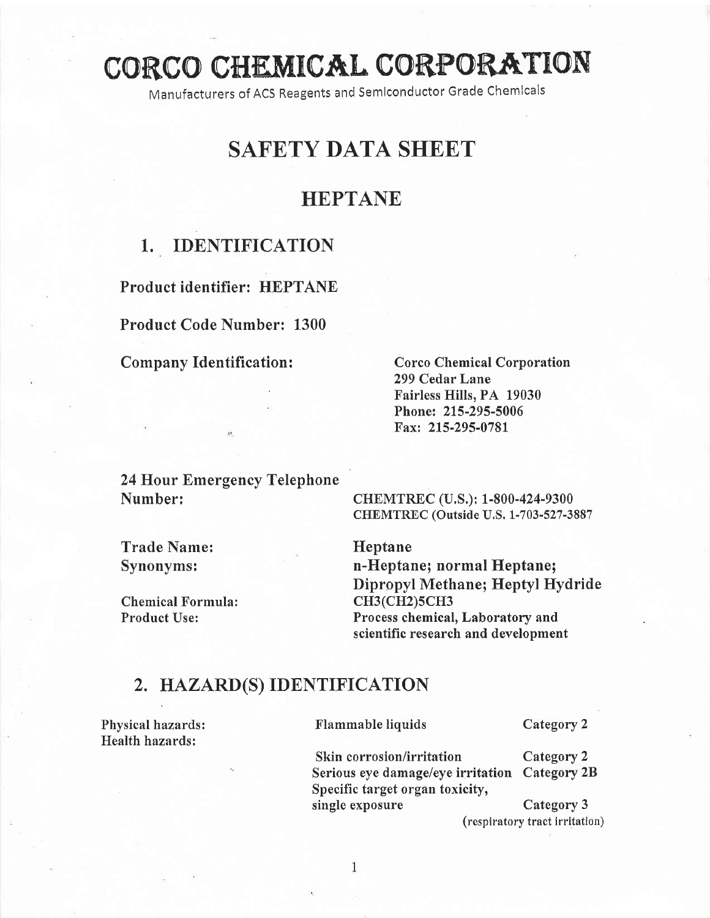# CORCO CHEMICAL CORPORATION

Manufacturers of ACS Reagents and Semiconductor Grade Chemicals

# SAFETY DATA SHEET

## HEPTANE

## 1. IDENTIFICATION

**Product identifier: HEPTANE**

**Product Code Number: 1300**

**Company Identification:**

**Corco Chemical Corporation**
**299 Cedar Lane**
**Fairless Hills, PA 19030**
**Phone: 215-295-5006**
**Fax: 215-295-0781**

**24 Hour Emergency Telephone Number:**

**CHEMTREC (U.S.): 1-800-424-9300**
**CHEMTREC (Outside U.S. 1-703-527-3887**

| | |
|---|---|
| **Trade Name:** | **Heptane** |
| **Synonyms:** | **n-Heptane; normal Heptane; Dipropyl Methane; Heptyl Hydride** |
| **Chemical Formula:** | **CH3(CH2)5CH3** |
| **Product Use:** | **Process chemical, Laboratory and scientific research and development** |

## 2. HAZARD(S) IDENTIFICATION

| | | |
|---|---|---|
| **Physical hazards:** | **Flammable liquids** | **Category 2** |
| **Health hazards:** | **Skin corrosion/irritation** | **Category 2** |
| | **Serious eye damage/eye irritation** | **Category 2B** |
| | **Specific target organ toxicity, single exposure** | **Category 3** (respiratory tract irritation) |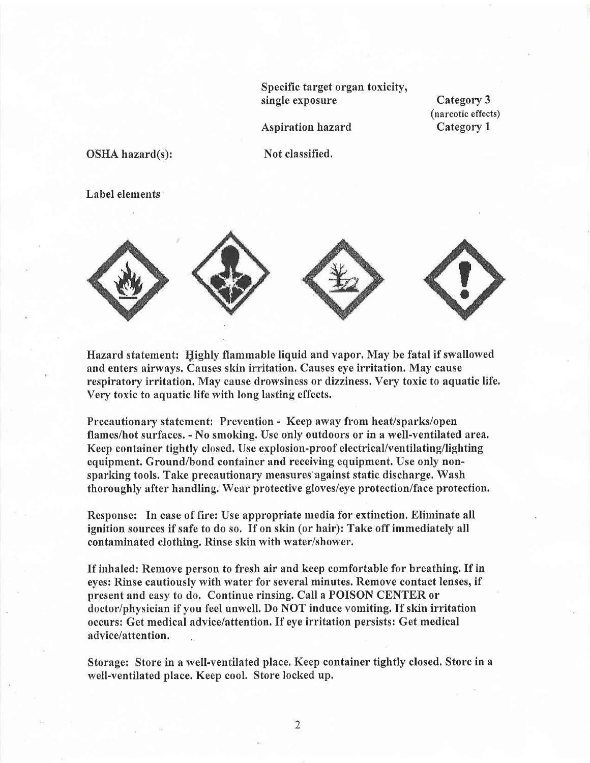| | |
|---|---|
| Specific target organ toxicity, single exposure | Category 3 (narcotic effects) |
| Aspiration hazard | Category 1 |

OSHA hazard(s): Not classified.

Label elements

Hazard statement: Highly flammable liquid and vapor. May be fatal if swallowed and enters airways. Causes skin irritation. Causes eye irritation. May cause respiratory irritation. May cause drowsiness or dizziness. Very toxic to aquatic life. Very toxic to aquatic life with long lasting effects.

Precautionary statement: Prevention - Keep away from heat/sparks/open flames/hot surfaces. - No smoking. Use only outdoors or in a well-ventilated area. Keep container tightly closed. Use explosion-proof electrical/ventilating/lighting equipment. Ground/bond container and receiving equipment. Use only non-sparking tools. Take precautionary measures against static discharge. Wash thoroughly after handling. Wear protective gloves/eye protection/face protection.

Response: In case of fire: Use appropriate media for extinction. Eliminate all ignition sources if safe to do so. If on skin (or hair): Take off immediately all contaminated clothing. Rinse skin with water/shower.

If inhaled: Remove person to fresh air and keep comfortable for breathing. If in eyes: Rinse cautiously with water for several minutes. Remove contact lenses, if present and easy to do. Continue rinsing. Call a POISON CENTER or doctor/physician if you feel unwell. Do NOT induce vomiting. If skin irritation occurs: Get medical advice/attention. If eye irritation persists: Get medical advice/attention.

Storage: Store in a well-ventilated place. Keep container tightly closed. Store in a well-ventilated place. Keep cool. Store locked up.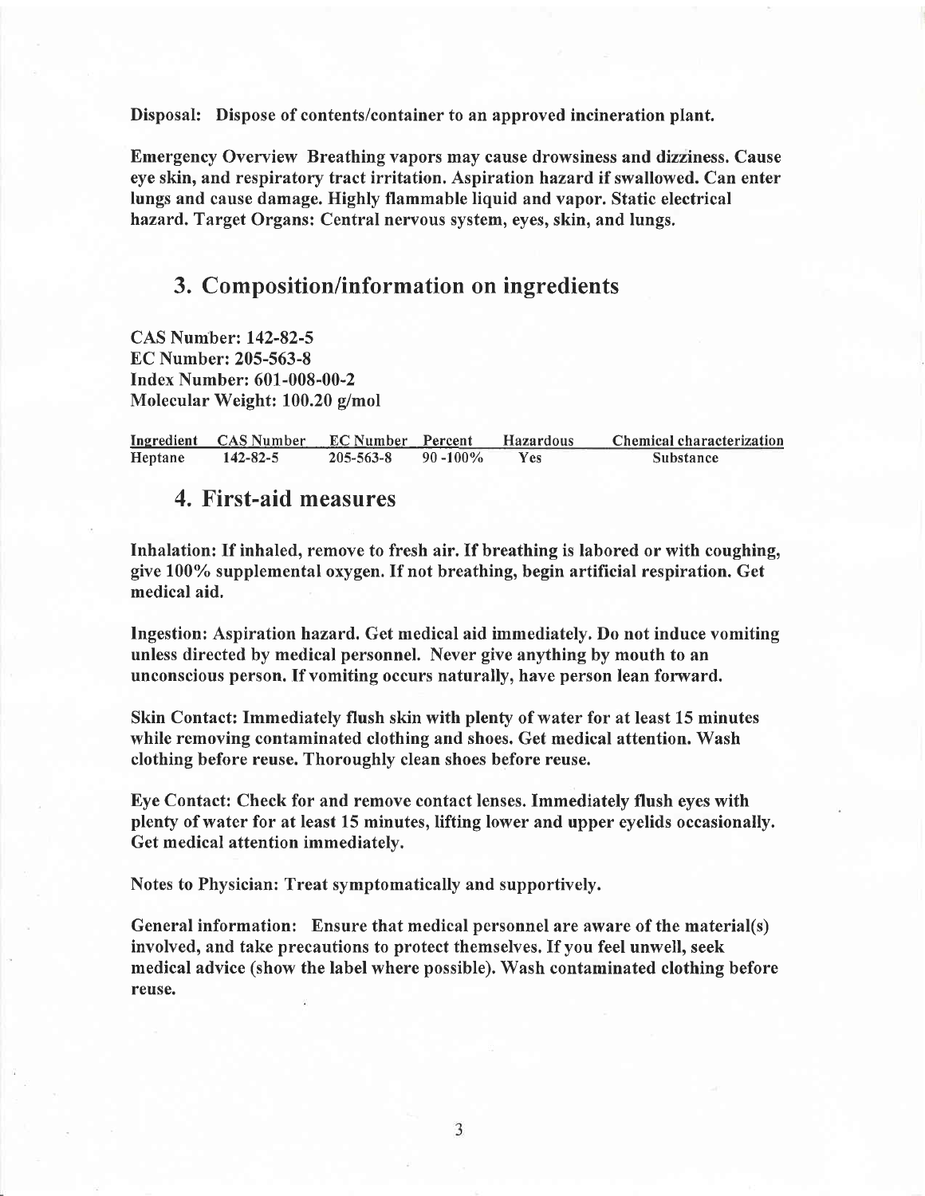**Disposal: Dispose of contents/container to an approved incineration plant.**

**Emergency Overview Breathing vapors may cause drowsiness and dizziness. Cause eye skin, and respiratory tract irritation. Aspiration hazard if swallowed. Can enter lungs and cause damage. Highly flammable liquid and vapor. Static electrical hazard. Target Organs: Central nervous system, eyes, skin, and lungs.**

## 3. Composition/information on ingredients

**CAS Number: 142-82-5**
**EC Number: 205-563-8**
**Index Number: 601-008-00-2**
**Molecular Weight: 100.20 g/mol**

| Ingredient | CAS Number | EC Number | Percent | Hazardous | Chemical characterization |
|---|---|---|---|---|---|
| Heptane | 142-82-5 | 205-563-8 | 90 -100% | Yes | Substance |

## 4. First-aid measures

**Inhalation: If inhaled, remove to fresh air. If breathing is labored or with coughing, give 100% supplemental oxygen. If not breathing, begin artificial respiration. Get medical aid.**

**Ingestion: Aspiration hazard. Get medical aid immediately. Do not induce vomiting unless directed by medical personnel. Never give anything by mouth to an unconscious person. If vomiting occurs naturally, have person lean forward.**

**Skin Contact: Immediately flush skin with plenty of water for at least 15 minutes while removing contaminated clothing and shoes. Get medical attention. Wash clothing before reuse. Thoroughly clean shoes before reuse.**

**Eye Contact: Check for and remove contact lenses. Immediately flush eyes with plenty of water for at least 15 minutes, lifting lower and upper eyelids occasionally. Get medical attention immediately.**

**Notes to Physician: Treat symptomatically and supportively.**

**General information: Ensure that medical personnel are aware of the material(s) involved, and take precautions to protect themselves. If you feel unwell, seek medical advice (show the label where possible). Wash contaminated clothing before reuse.**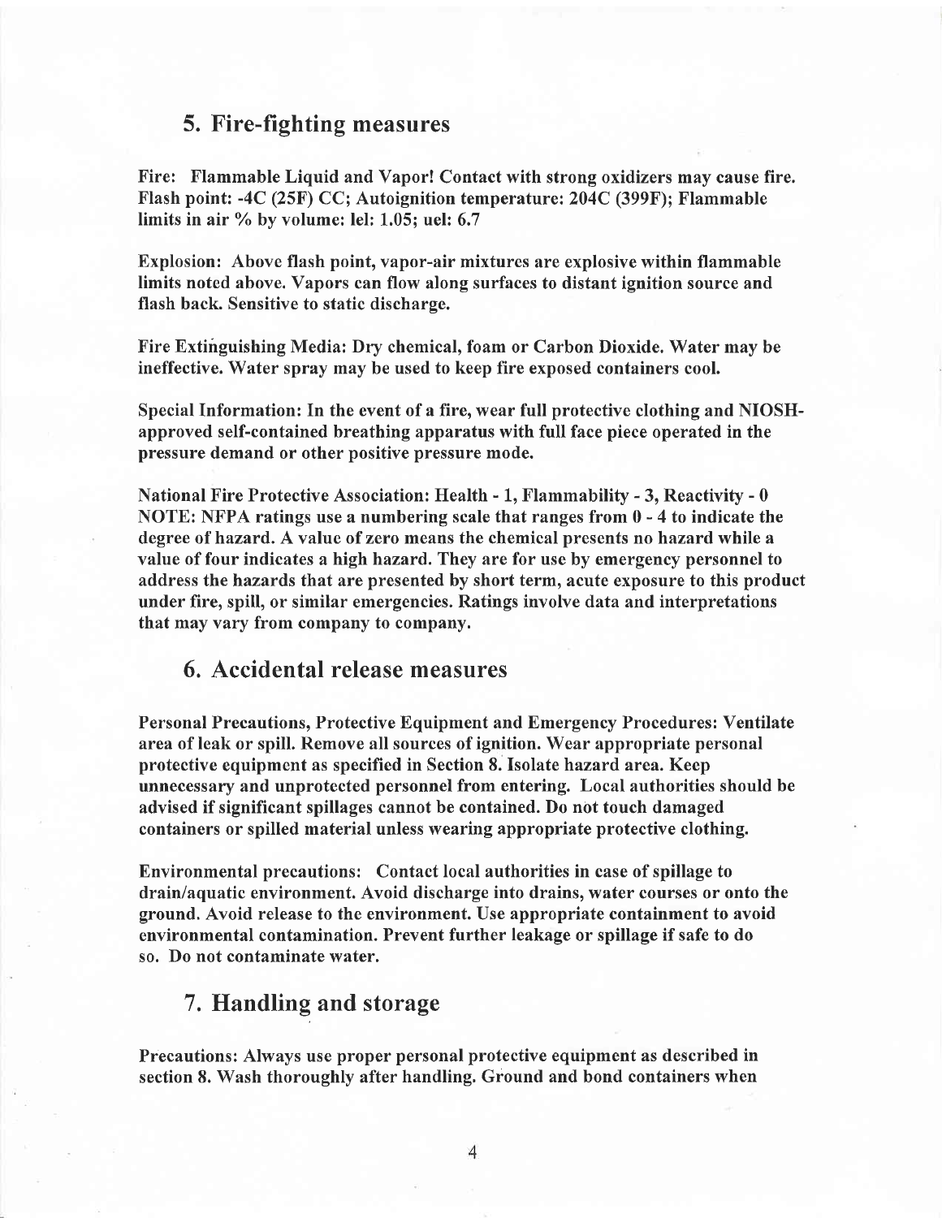## 5. Fire-fighting measures

**Fire: Flammable Liquid and Vapor! Contact with strong oxidizers may cause fire. Flash point: -4C (25F) CC; Autoignition temperature: 204C (399F); Flammable limits in air % by volume: lel: 1.05; uel: 6.7**

**Explosion: Above flash point, vapor-air mixtures are explosive within flammable limits noted above. Vapors can flow along surfaces to distant ignition source and flash back. Sensitive to static discharge.**

**Fire Extinguishing Media: Dry chemical, foam or Carbon Dioxide. Water may be ineffective. Water spray may be used to keep fire exposed containers cool.**

**Special Information: In the event of a fire, wear full protective clothing and NIOSH-approved self-contained breathing apparatus with full face piece operated in the pressure demand or other positive pressure mode.**

**National Fire Protective Association: Health - 1, Flammability - 3, Reactivity - 0**
**NOTE: NFPA ratings use a numbering scale that ranges from 0 - 4 to indicate the degree of hazard. A value of zero means the chemical presents no hazard while a value of four indicates a high hazard. They are for use by emergency personnel to address the hazards that are presented by short term, acute exposure to this product under fire, spill, or similar emergencies. Ratings involve data and interpretations that may vary from company to company.**

## 6. Accidental release measures

**Personal Precautions, Protective Equipment and Emergency Procedures: Ventilate area of leak or spill. Remove all sources of ignition. Wear appropriate personal protective equipment as specified in Section 8. Isolate hazard area. Keep unnecessary and unprotected personnel from entering. Local authorities should be advised if significant spillages cannot be contained. Do not touch damaged containers or spilled material unless wearing appropriate protective clothing.**

**Environmental precautions: Contact local authorities in case of spillage to drain/aquatic environment. Avoid discharge into drains, water courses or onto the ground. Avoid release to the environment. Use appropriate containment to avoid environmental contamination. Prevent further leakage or spillage if safe to do so. Do not contaminate water.**

## 7. Handling and storage

**Precautions: Always use proper personal protective equipment as described in section 8. Wash thoroughly after handling. Ground and bond containers when**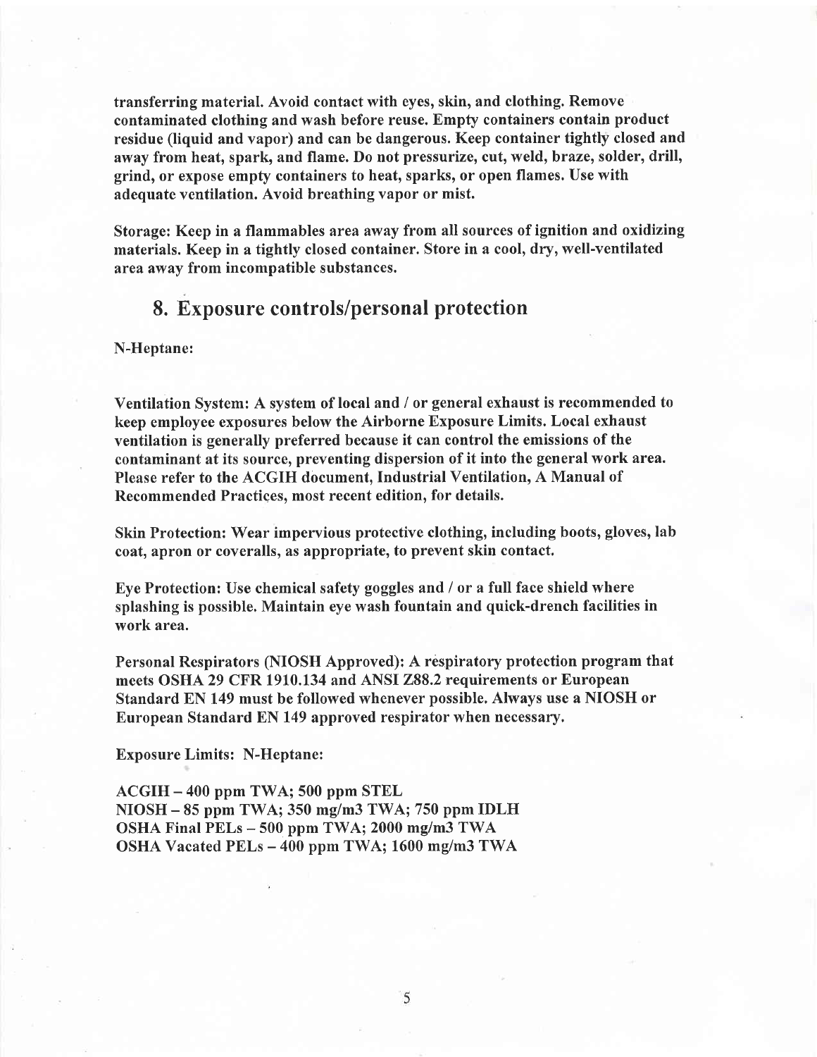**transferring material. Avoid contact with eyes, skin, and clothing. Remove contaminated clothing and wash before reuse. Empty containers contain product residue (liquid and vapor) and can be dangerous. Keep container tightly closed and away from heat, spark, and flame. Do not pressurize, cut, weld, braze, solder, drill, grind, or expose empty containers to heat, sparks, or open flames. Use with adequate ventilation. Avoid breathing vapor or mist.**

**Storage: Keep in a flammables area away from all sources of ignition and oxidizing materials. Keep in a tightly closed container. Store in a cool, dry, well-ventilated area away from incompatible substances.**

## 8. Exposure controls/personal protection

**N-Heptane:**

**Ventilation System: A system of local and / or general exhaust is recommended to keep employee exposures below the Airborne Exposure Limits. Local exhaust ventilation is generally preferred because it can control the emissions of the contaminant at its source, preventing dispersion of it into the general work area. Please refer to the ACGIH document, Industrial Ventilation, A Manual of Recommended Practices, most recent edition, for details.**

**Skin Protection: Wear impervious protective clothing, including boots, gloves, lab coat, apron or coveralls, as appropriate, to prevent skin contact.**

**Eye Protection: Use chemical safety goggles and / or a full face shield where splashing is possible. Maintain eye wash fountain and quick-drench facilities in work area.**

**Personal Respirators (NIOSH Approved): A respiratory protection program that meets OSHA 29 CFR 1910.134 and ANSI Z88.2 requirements or European Standard EN 149 must be followed whenever possible. Always use a NIOSH or European Standard EN 149 approved respirator when necessary.**

**Exposure Limits: N-Heptane:**

**ACGIH – 400 ppm TWA; 500 ppm STEL**
**NIOSH – 85 ppm TWA; 350 mg/m3 TWA; 750 ppm IDLH**
**OSHA Final PELs – 500 ppm TWA; 2000 mg/m3 TWA**
**OSHA Vacated PELs – 400 ppm TWA; 1600 mg/m3 TWA**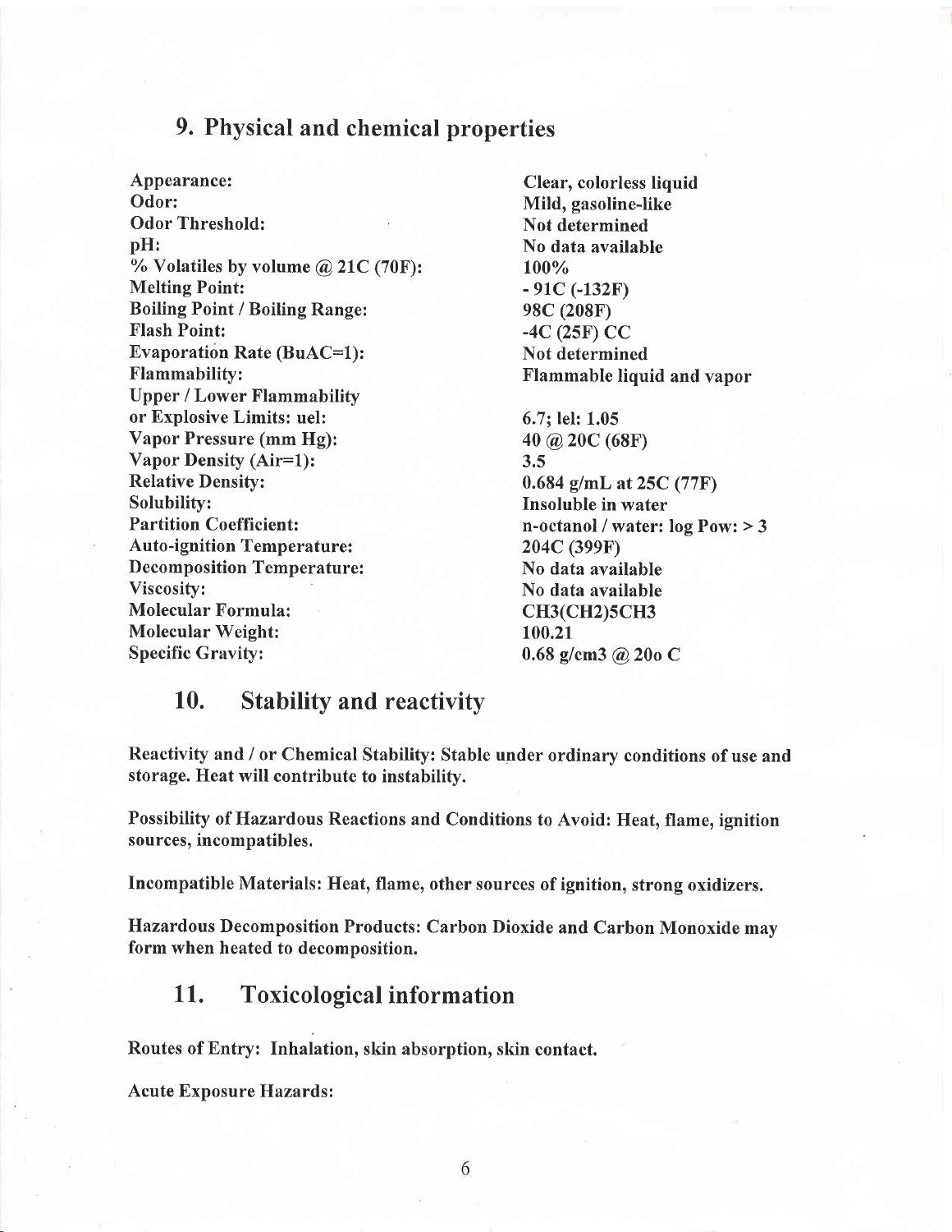## 9. Physical and chemical properties

| | |
|---|---|
| Appearance: | Clear, colorless liquid |
| Odor: | Mild, gasoline-like |
| Odor Threshold: | Not determined |
| pH: | No data available |
| % Volatiles by volume @ 21C (70F): | 100% |
| Melting Point: | - 91C (-132F) |
| Boiling Point / Boiling Range: | 98C (208F) |
| Flash Point: | -4C (25F) CC |
| Evaporation Rate (BuAC=1): | Not determined |
| Flammability: | Flammable liquid and vapor |
| Upper / Lower Flammability or Explosive Limits: uel: | 6.7; lel: 1.05 |
| Vapor Pressure (mm Hg): | 40 @ 20C (68F) |
| Vapor Density (Air=1): | 3.5 |
| Relative Density: | 0.684 g/mL at 25C (77F) |
| Solubility: | Insoluble in water |
| Partition Coefficient: | n-octanol / water: log Pow: > 3 |
| Auto-ignition Temperature: | 204C (399F) |
| Decomposition Temperature: | No data available |
| Viscosity: | No data available |
| Molecular Formula: | $CH_3(CH_2)_5CH_3$ |
| Molecular Weight: | 100.21 |
| Specific Gravity: | 0.68 g/cm3 @ 20o C |

## 10. Stability and reactivity

Reactivity and / or Chemical Stability: Stable under ordinary conditions of use and storage. Heat will contribute to instability.

Possibility of Hazardous Reactions and Conditions to Avoid: Heat, flame, ignition sources, incompatibles.

Incompatible Materials: Heat, flame, other sources of ignition, strong oxidizers.

Hazardous Decomposition Products: Carbon Dioxide and Carbon Monoxide may form when heated to decomposition.

## 11. Toxicological information

Routes of Entry: Inhalation, skin absorption, skin contact.

Acute Exposure Hazards: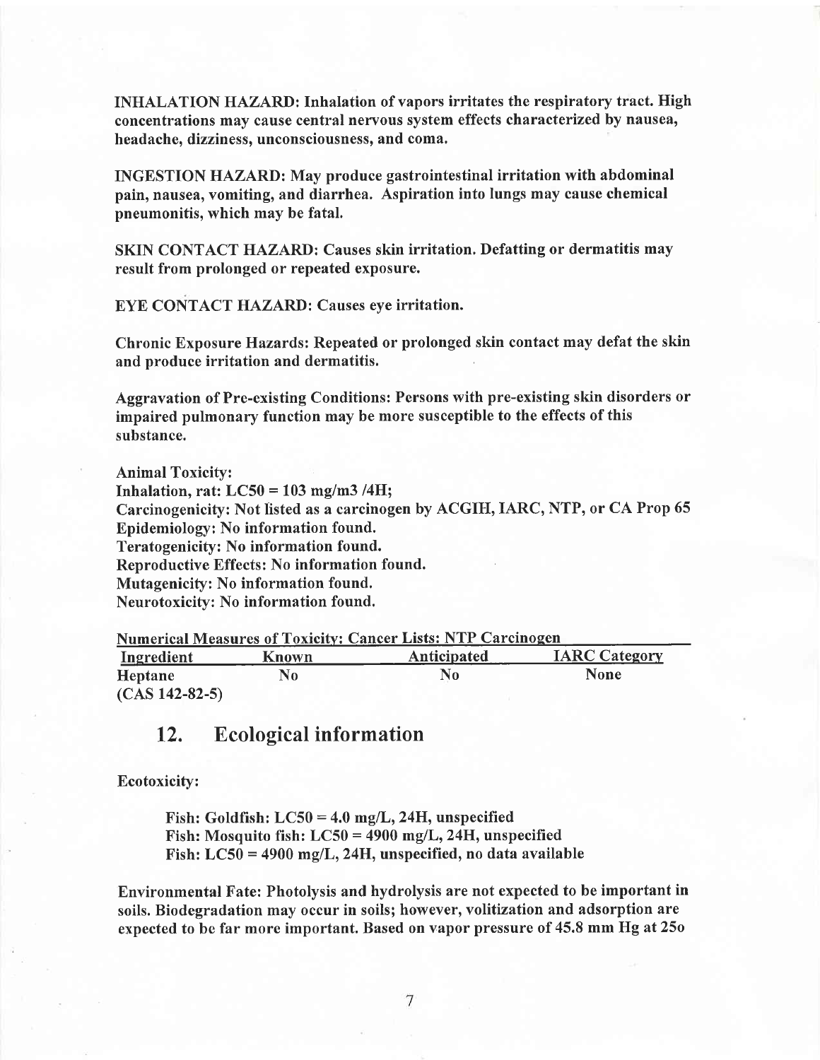**INHALATION HAZARD: Inhalation of vapors irritates the respiratory tract. High concentrations may cause central nervous system effects characterized by nausea, headache, dizziness, unconsciousness, and coma.**

**INGESTION HAZARD: May produce gastrointestinal irritation with abdominal pain, nausea, vomiting, and diarrhea. Aspiration into lungs may cause chemical pneumonitis, which may be fatal.**

**SKIN CONTACT HAZARD: Causes skin irritation. Defatting or dermatitis may result from prolonged or repeated exposure.**

**EYE CONTACT HAZARD: Causes eye irritation.**

**Chronic Exposure Hazards: Repeated or prolonged skin contact may defat the skin and produce irritation and dermatitis.**

**Aggravation of Pre-existing Conditions: Persons with pre-existing skin disorders or impaired pulmonary function may be more susceptible to the effects of this substance.**

**Animal Toxicity:**
**Inhalation, rat: LC50 = 103 mg/m3 /4H;**
**Carcinogenicity: Not listed as a carcinogen by ACGIH, IARC, NTP, or CA Prop 65**
**Epidemiology: No information found.**
**Teratogenicity: No information found.**
**Reproductive Effects: No information found.**
**Mutagenicity: No information found.**
**Neurotoxicity: No information found.**

**Numerical Measures of Toxicity: Cancer Lists: NTP Carcinogen**

| Ingredient | Known | Anticipated | IARC Category |
|---|---|---|---|
| Heptane (CAS 142-82-5) | No | No | None |

## 12. Ecological information

**Ecotoxicity:**

> **Fish: Goldfish: LC50 = 4.0 mg/L, 24H, unspecified**
> **Fish: Mosquito fish: LC50 = 4900 mg/L, 24H, unspecified**
> **Fish: LC50 = 4900 mg/L, 24H, unspecified, no data available**

**Environmental Fate: Photolysis and hydrolysis are not expected to be important in soils. Biodegradation may occur in soils; however, volitization and adsorption are expected to be far more important. Based on vapor pressure of 45.8 mm Hg at 25o**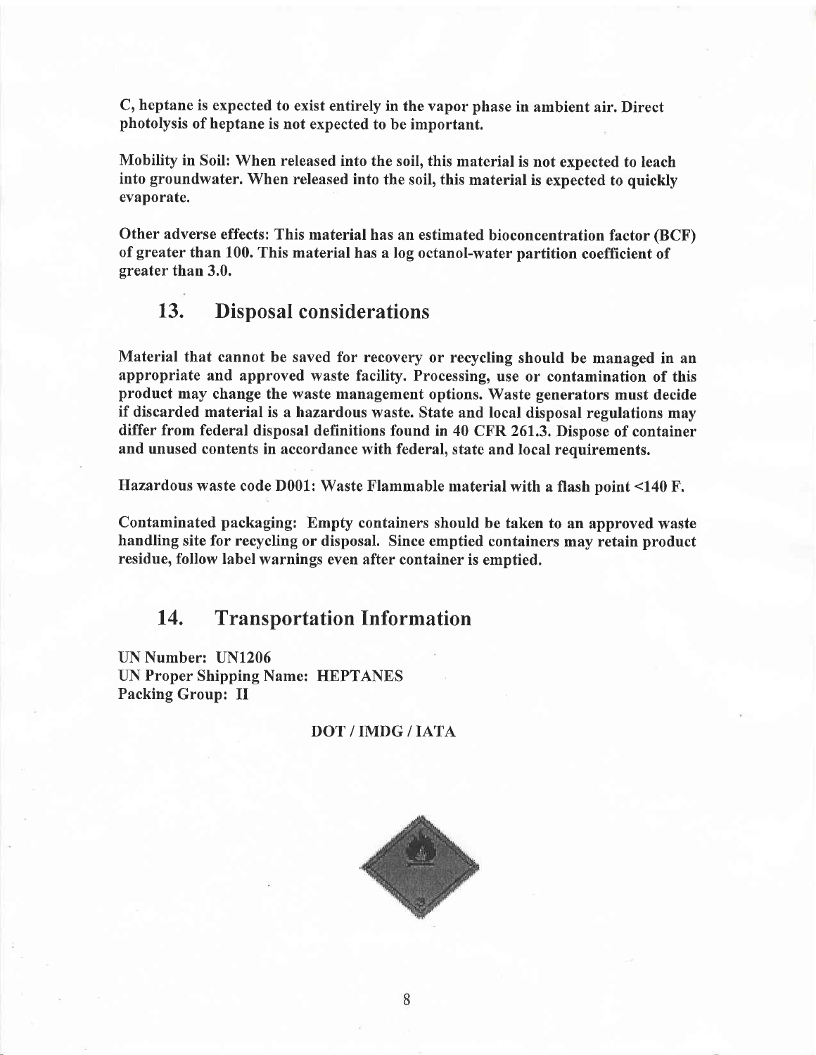C, heptane is expected to exist entirely in the vapor phase in ambient air. Direct photolysis of heptane is not expected to be important.

Mobility in Soil: When released into the soil, this material is not expected to leach into groundwater. When released into the soil, this material is expected to quickly evaporate.

Other adverse effects: This material has an estimated bioconcentration factor (BCF) of greater than 100. This material has a log octanol-water partition coefficient of greater than 3.0.

## 13. Disposal considerations

Material that cannot be saved for recovery or recycling should be managed in an appropriate and approved waste facility. Processing, use or contamination of this product may change the waste management options. Waste generators must decide if discarded material is a hazardous waste. State and local disposal regulations may differ from federal disposal definitions found in 40 CFR 261.3. Dispose of container and unused contents in accordance with federal, state and local requirements.

Hazardous waste code D001: Waste Flammable material with a flash point <140 F.

Contaminated packaging: Empty containers should be taken to an approved waste handling site for recycling or disposal. Since emptied containers may retain product residue, follow label warnings even after container is emptied.

## 14. Transportation Information

UN Number: UN1206
UN Proper Shipping Name: HEPTANES
Packing Group: II

DOT / IMDG / IATA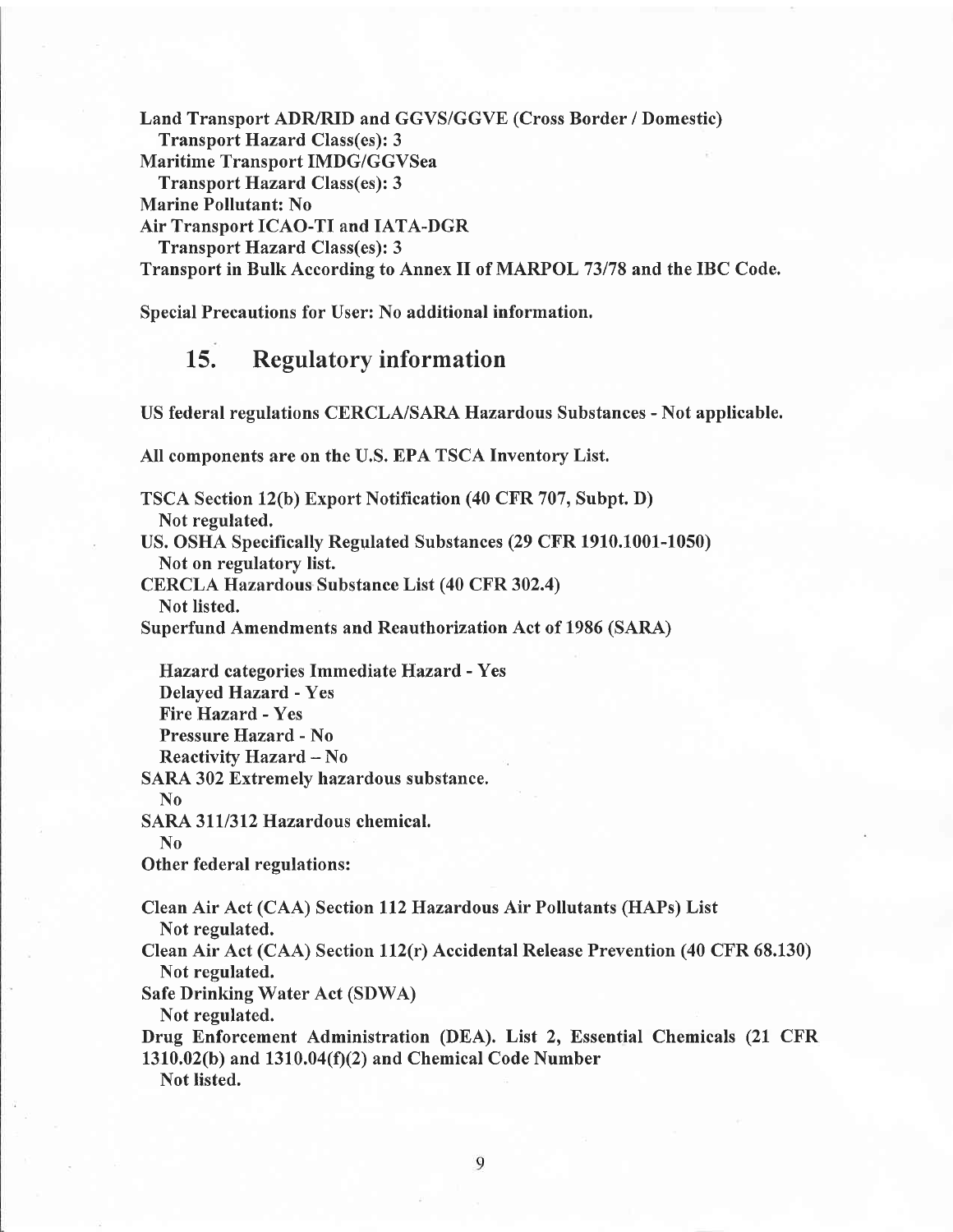**Land Transport ADR/RID and GGVS/GGVE (Cross Border / Domestic)**
**Transport Hazard Class(es): 3**
**Maritime Transport IMDG/GGVSea**
**Transport Hazard Class(es): 3**
**Marine Pollutant: No**
**Air Transport ICAO-TI and IATA-DGR**
**Transport Hazard Class(es): 3**
**Transport in Bulk According to Annex II of MARPOL 73/78 and the IBC Code.**

**Special Precautions for User: No additional information.**

## 15. Regulatory information

**US federal regulations CERCLA/SARA Hazardous Substances - Not applicable.**

**All components are on the U.S. EPA TSCA Inventory List.**

**TSCA Section 12(b) Export Notification (40 CFR 707, Subpt. D)**
**Not regulated.**
**US. OSHA Specifically Regulated Substances (29 CFR 1910.1001-1050)**
**Not on regulatory list.**
**CERCLA Hazardous Substance List (40 CFR 302.4)**
**Not listed.**
**Superfund Amendments and Reauthorization Act of 1986 (SARA)**

**Hazard categories Immediate Hazard - Yes**
**Delayed Hazard - Yes**
**Fire Hazard - Yes**
**Pressure Hazard - No**
**Reactivity Hazard – No**
**SARA 302 Extremely hazardous substance.**
**No**
**SARA 311/312 Hazardous chemical.**
**No**
**Other federal regulations:**

**Clean Air Act (CAA) Section 112 Hazardous Air Pollutants (HAPs) List**
**Not regulated.**
**Clean Air Act (CAA) Section 112(r) Accidental Release Prevention (40 CFR 68.130)**
**Not regulated.**
**Safe Drinking Water Act (SDWA)**
**Not regulated.**
**Drug Enforcement Administration (DEA). List 2, Essential Chemicals (21 CFR 1310.02(b) and 1310.04(f)(2) and Chemical Code Number**
**Not listed.**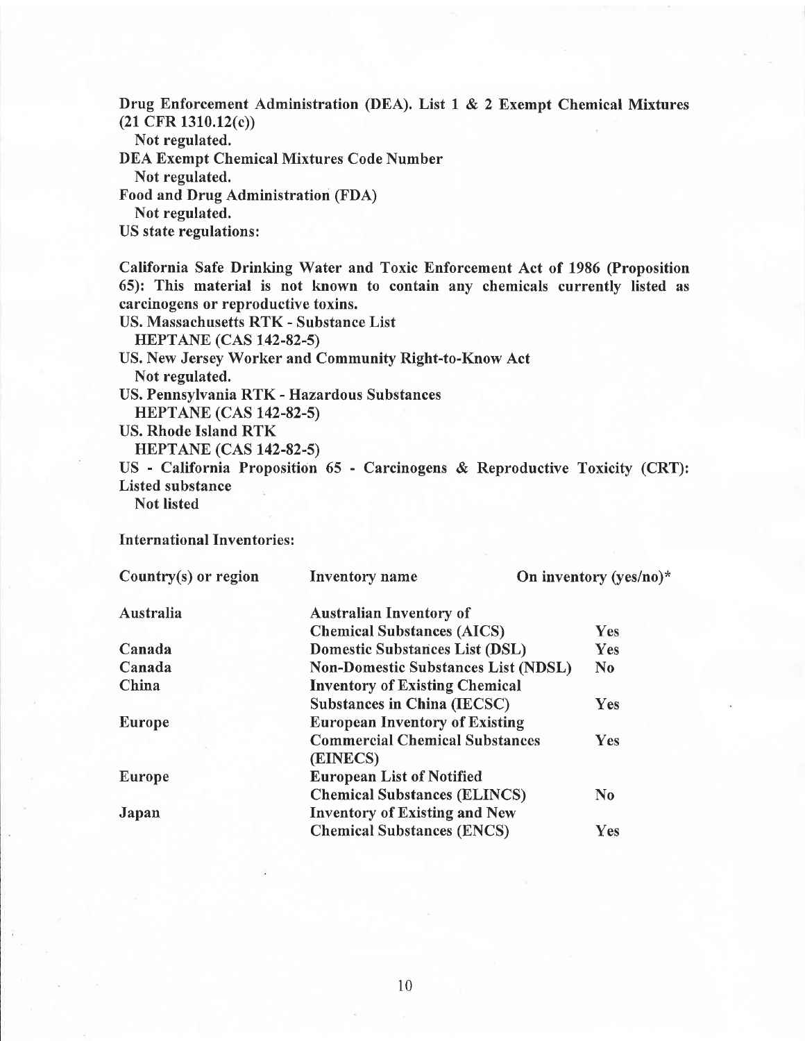**Drug Enforcement Administration (DEA). List 1 & 2 Exempt Chemical Mixtures (21 CFR 1310.12(c))**

**Not regulated.**

**DEA Exempt Chemical Mixtures Code Number**

**Not regulated.**

**Food and Drug Administration (FDA)**

**Not regulated.**

**US state regulations:**

**California Safe Drinking Water and Toxic Enforcement Act of 1986 (Proposition 65): This material is not known to contain any chemicals currently listed as carcinogens or reproductive toxins.**

**US. Massachusetts RTK - Substance List**

**HEPTANE (CAS 142-82-5)**

**US. New Jersey Worker and Community Right-to-Know Act**

**Not regulated.**

**US. Pennsylvania RTK - Hazardous Substances**

**HEPTANE (CAS 142-82-5)**

**US. Rhode Island RTK**

**HEPTANE (CAS 142-82-5)**

**US - California Proposition 65 - Carcinogens & Reproductive Toxicity (CRT): Listed substance**

**Not listed**

**International Inventories:**

| Country(s) or region | Inventory name | On inventory (yes/no)* |
| --- | --- | --- |
| Australia | Australian Inventory of Chemical Substances (AICS) | Yes |
| Canada | Domestic Substances List (DSL) | Yes |
| Canada | Non-Domestic Substances List (NDSL) | No |
| China | Inventory of Existing Chemical Substances in China (IECSC) | Yes |
| Europe | European Inventory of Existing Commercial Chemical Substances (EINECS) | Yes |
| Europe | European List of Notified Chemical Substances (ELINCS) | No |
| Japan | Inventory of Existing and New Chemical Substances (ENCS) | Yes |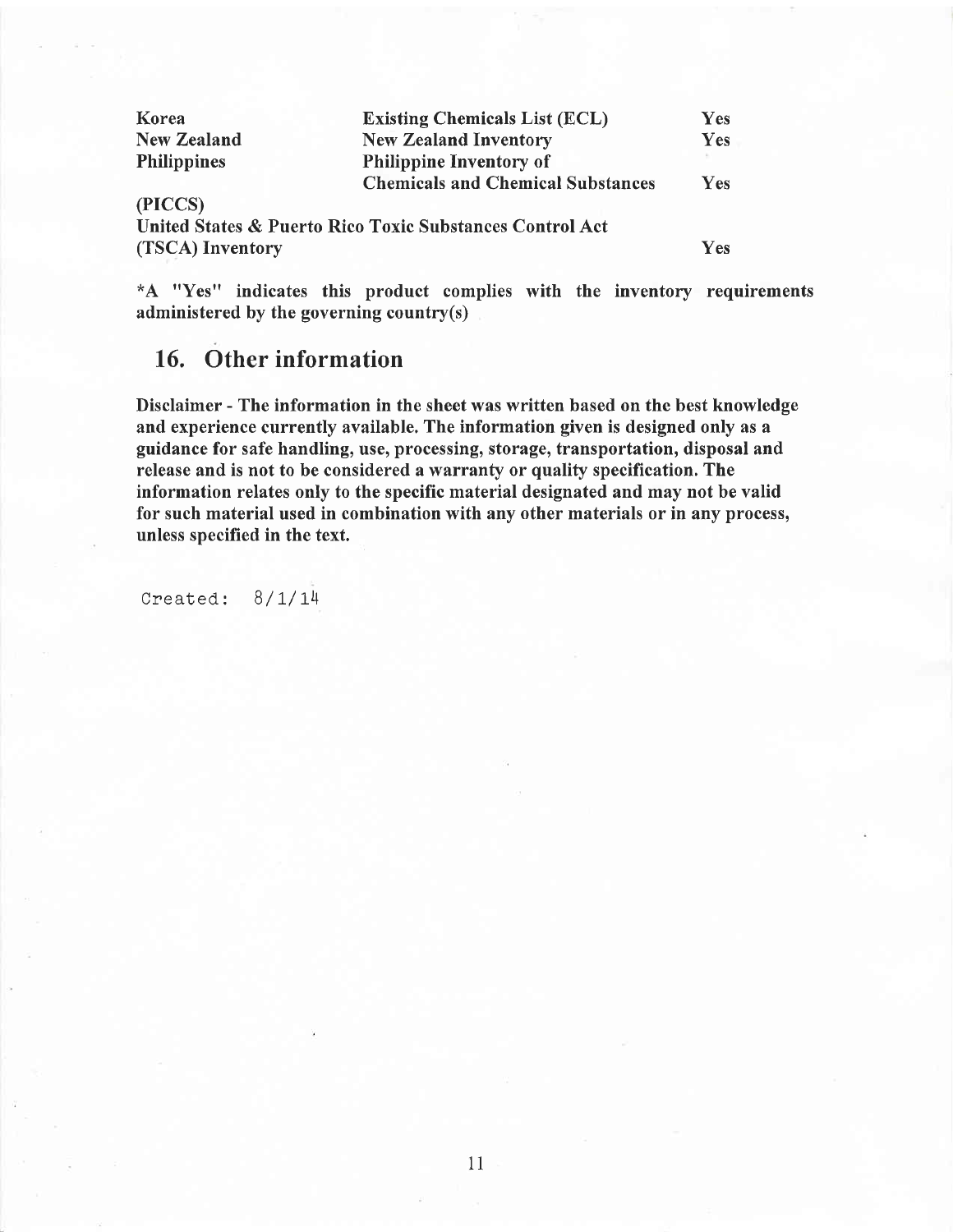| | | |
|---|---|---|
| **Korea** | **Existing Chemicals List (ECL)** | **Yes** |
| **New Zealand** | **New Zealand Inventory** | **Yes** |
| **Philippines** | **Philippine Inventory of Chemicals and Chemical Substances (PICCS)** | **Yes** |
| **United States & Puerto Rico** | **Toxic Substances Control Act (TSCA) Inventory** | **Yes** |

**\*A "Yes" indicates this product complies with the inventory requirements administered by the governing country(s)**

## 16. Other information

**Disclaimer - The information in the sheet was written based on the best knowledge and experience currently available. The information given is designed only as a guidance for safe handling, use, processing, storage, transportation, disposal and release and is not to be considered a warranty or quality specification. The information relates only to the specific material designated and may not be valid for such material used in combination with any other materials or in any process, unless specified in the text.**

Created: 8/1/14